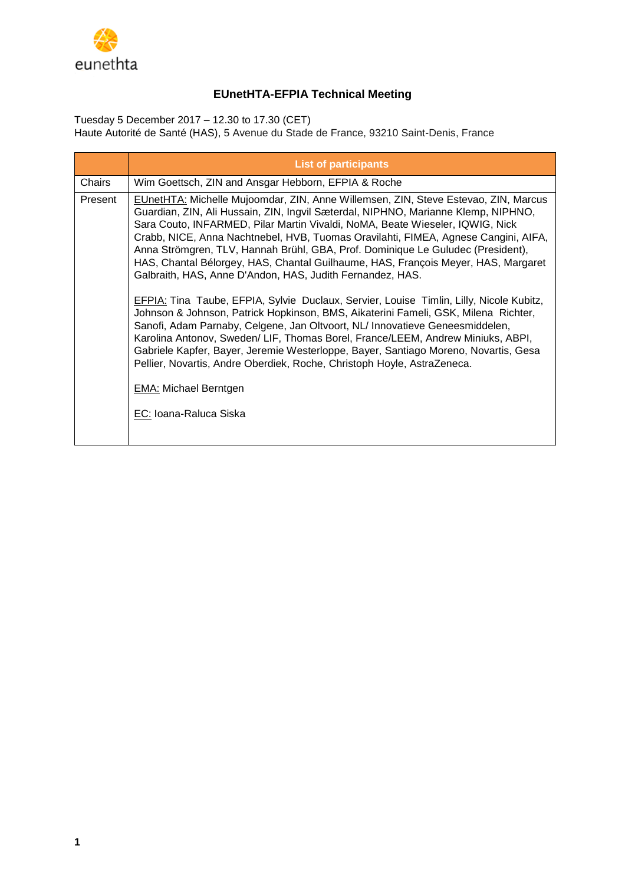# EUnetHTA-EFPIA Technical Meeting

Tuesday 5 December 2017 – 12.30 to 17.30 (CET)
Haute Autorité de Santé (HAS), 5 Avenue du Stade de France, 93210 Saint-Denis, France

| | List of participants |
|---|---|
| Chairs | Wim Goettsch, ZIN and Ansgar Hebborn, EFPIA & Roche |
| Present | EUnetHTA: Michelle Mujoomdar, ZIN, Anne Willemsen, ZIN, Steve Estevao, ZIN, Marcus Guardian, ZIN, Ali Hussain, ZIN, Ingvil Sæterdal, NIPHNO, Marianne Klemp, NIPHNO, Sara Couto, INFARMED, Pilar Martin Vivaldi, NoMA, Beate Wieseler, IQWIG, Nick Crabb, NICE, Anna Nachtnebel, HVB, Tuomas Oravilahti, FIMEA, Agnese Cangini, AIFA, Anna Strömgren, TLV, Hannah Brühl, GBA, Prof. Dominique Le Guludec (President), HAS, Chantal Bélorgey, HAS, Chantal Guilhaume, HAS, François Meyer, HAS, Margaret Galbraith, HAS, Anne D'Andon, HAS, Judith Fernandez, HAS.<br><br>EFPIA: Tina Taube, EFPIA, Sylvie Duclaux, Servier, Louise Timlin, Lilly, Nicole Kubitz, Johnson & Johnson, Patrick Hopkinson, BMS, Aikaterini Fameli, GSK, Milena Richter, Sanofi, Adam Parnaby, Celgene, Jan Oltvoort, NL/ Innovatieve Geneesmiddelen, Karolina Antonov, Sweden/ LIF, Thomas Borel, France/LEEM, Andrew Miniuks, ABPI, Gabriele Kapfer, Bayer, Jeremie Westerloppe, Bayer, Santiago Moreno, Novartis, Gesa Pellier, Novartis, Andre Oberdiek, Roche, Christoph Hoyle, AstraZeneca.<br><br>EMA: Michael Berntgen<br><br>EC: Ioana-Raluca Siska |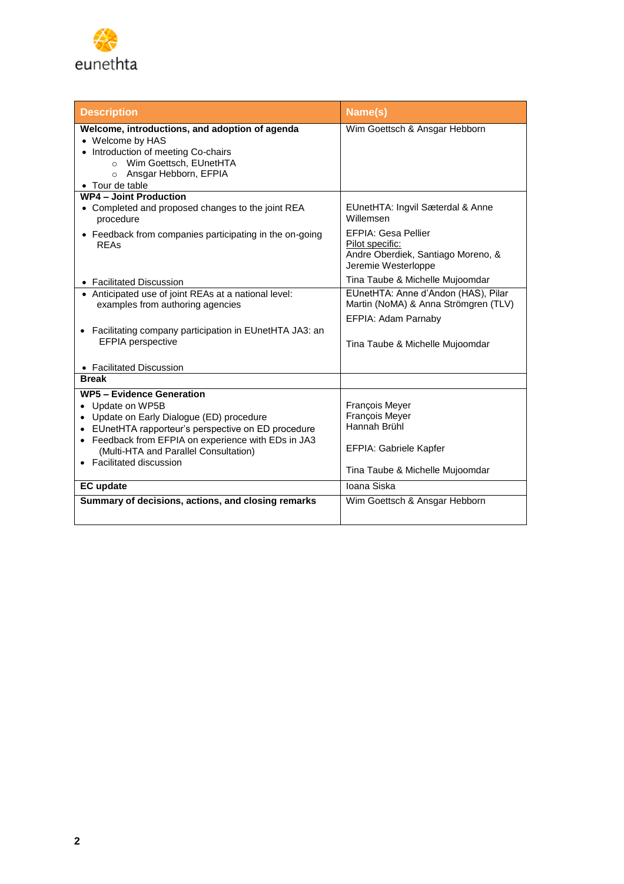| Description | Name(s) |
|---|---|
| **Welcome, introductions, and adoption of agenda**<br>• Welcome by HAS<br>• Introduction of meeting Co-chairs<br>  ○ Wim Goettsch, EUnetHTA<br>  ○ Ansgar Hebborn, EFPIA<br>• Tour de table | Wim Goettsch & Ansgar Hebborn |
| **WP4 – Joint Production**<br>• Completed and proposed changes to the joint REA procedure<br>• Feedback from companies participating in the on-going REAs<br>• Facilitated Discussion | EUnetHTA: Ingvil Sæterdal & Anne Willemsen<br>EFPIA: Gesa Pellier<br>Pilot specific:<br>Andre Oberdiek, Santiago Moreno, & Jeremie Westerloppe<br>Tina Taube & Michelle Mujoomdar |
| • Anticipated use of joint REAs at a national level: examples from authoring agencies<br>• Facilitating company participation in EUnetHTA JA3: an EFPIA perspective<br>• Facilitated Discussion | EUnetHTA: Anne d'Andon (HAS), Pilar Martin (NoMA) & Anna Strömgren (TLV)<br>EFPIA: Adam Parnaby<br>Tina Taube & Michelle Mujoomdar |
| **Break** | |
| **WP5 – Evidence Generation**<br>• Update on WP5B<br>• Update on Early Dialogue (ED) procedure<br>• EUnetHTA rapporteur's perspective on ED procedure<br>• Feedback from EFPIA on experience with EDs in JA3 (Multi-HTA and Parallel Consultation)<br>• Facilitated discussion | François Meyer<br>François Meyer<br>Hannah Brühl<br>EFPIA: Gabriele Kapfer<br>Tina Taube & Michelle Mujoomdar |
| **EC update** | Ioana Siska |
| **Summary of decisions, actions, and closing remarks** | Wim Goettsch & Ansgar Hebborn |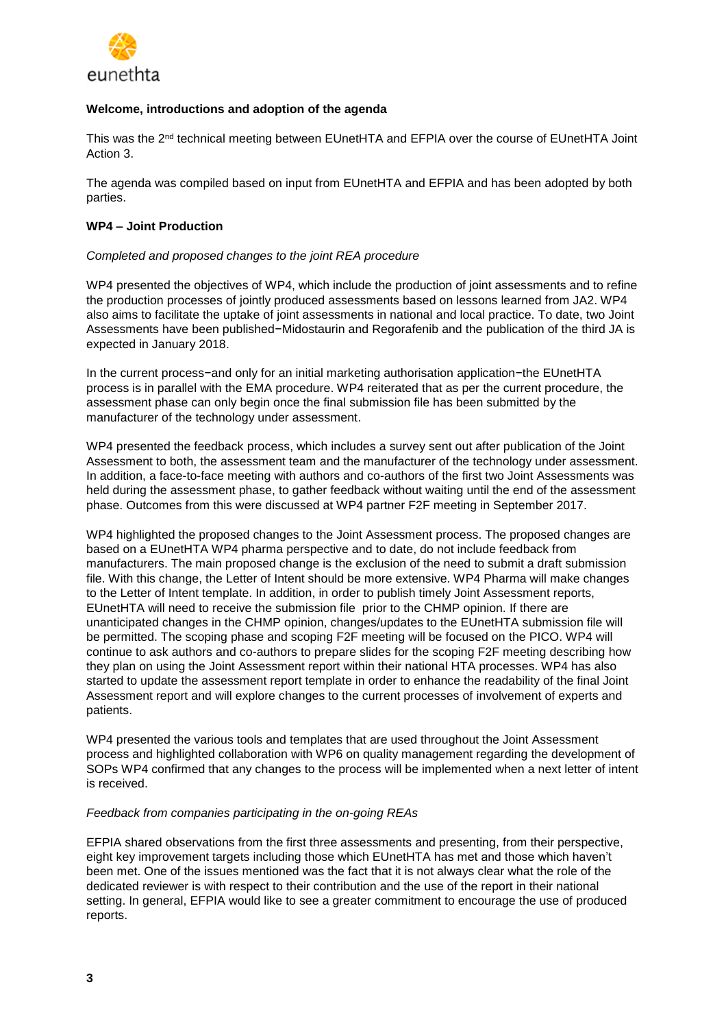**Welcome, introductions and adoption of the agenda**

This was the 2nd technical meeting between EUnetHTA and EFPIA over the course of EUnetHTA Joint Action 3.

The agenda was compiled based on input from EUnetHTA and EFPIA and has been adopted by both parties.

**WP4 – Joint Production**

*Completed and proposed changes to the joint REA procedure*

WP4 presented the objectives of WP4, which include the production of joint assessments and to refine the production processes of jointly produced assessments based on lessons learned from JA2. WP4 also aims to facilitate the uptake of joint assessments in national and local practice. To date, two Joint Assessments have been published−Midostaurin and Regorafenib and the publication of the third JA is expected in January 2018.

In the current process−and only for an initial marketing authorisation application−the EUnetHTA process is in parallel with the EMA procedure. WP4 reiterated that as per the current procedure, the assessment phase can only begin once the final submission file has been submitted by the manufacturer of the technology under assessment.

WP4 presented the feedback process, which includes a survey sent out after publication of the Joint Assessment to both, the assessment team and the manufacturer of the technology under assessment. In addition, a face-to-face meeting with authors and co-authors of the first two Joint Assessments was held during the assessment phase, to gather feedback without waiting until the end of the assessment phase. Outcomes from this were discussed at WP4 partner F2F meeting in September 2017.

WP4 highlighted the proposed changes to the Joint Assessment process. The proposed changes are based on a EUnetHTA WP4 pharma perspective and to date, do not include feedback from manufacturers. The main proposed change is the exclusion of the need to submit a draft submission file. With this change, the Letter of Intent should be more extensive. WP4 Pharma will make changes to the Letter of Intent template. In addition, in order to publish timely Joint Assessment reports, EUnetHTA will need to receive the submission file prior to the CHMP opinion. If there are unanticipated changes in the CHMP opinion, changes/updates to the EUnetHTA submission file will be permitted. The scoping phase and scoping F2F meeting will be focused on the PICO. WP4 will continue to ask authors and co-authors to prepare slides for the scoping F2F meeting describing how they plan on using the Joint Assessment report within their national HTA processes. WP4 has also started to update the assessment report template in order to enhance the readability of the final Joint Assessment report and will explore changes to the current processes of involvement of experts and patients.

WP4 presented the various tools and templates that are used throughout the Joint Assessment process and highlighted collaboration with WP6 on quality management regarding the development of SOPs WP4 confirmed that any changes to the process will be implemented when a next letter of intent is received.

*Feedback from companies participating in the on-going REAs*

EFPIA shared observations from the first three assessments and presenting, from their perspective, eight key improvement targets including those which EUnetHTA has met and those which haven't been met. One of the issues mentioned was the fact that it is not always clear what the role of the dedicated reviewer is with respect to their contribution and the use of the report in their national setting. In general, EFPIA would like to see a greater commitment to encourage the use of produced reports.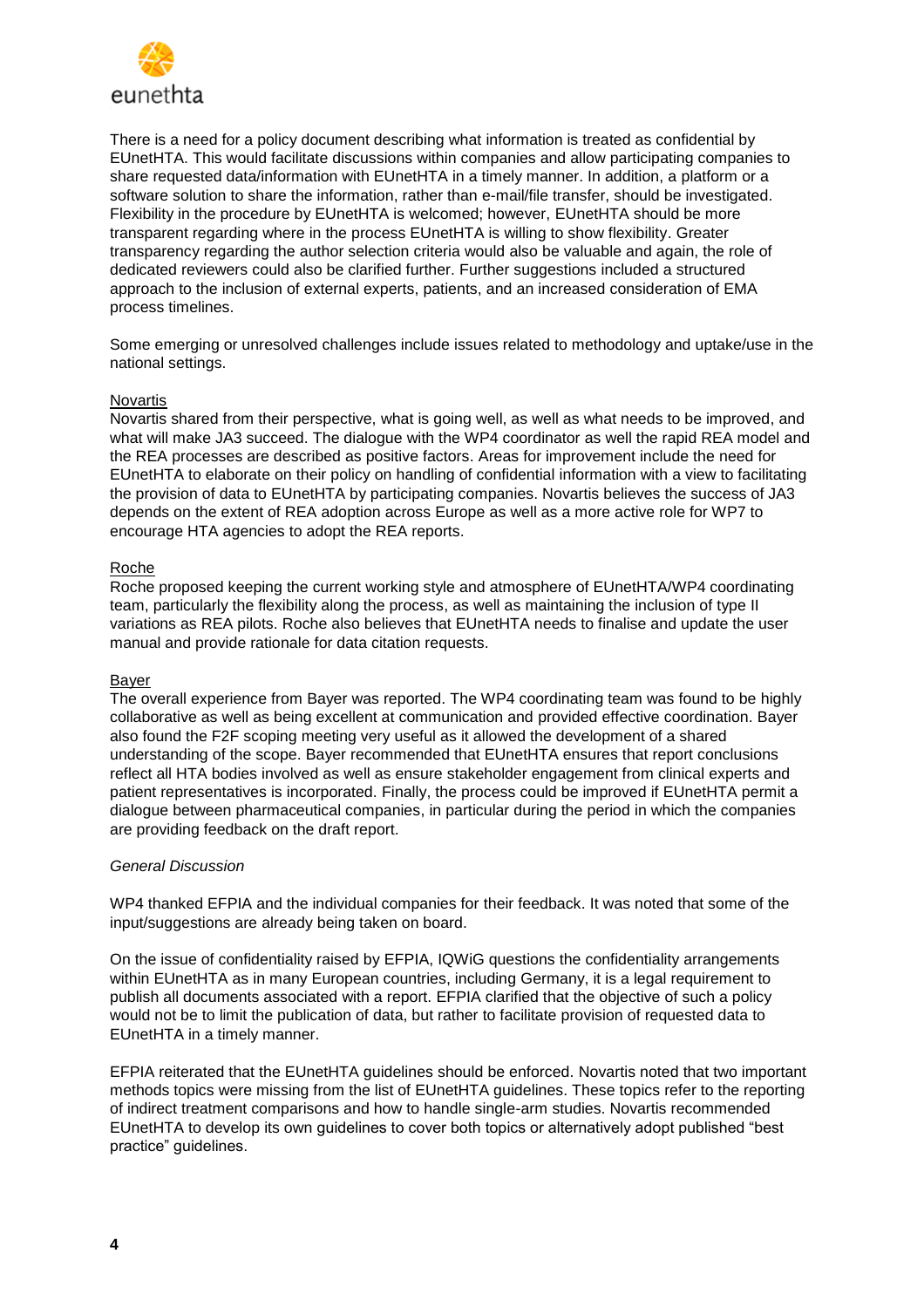There is a need for a policy document describing what information is treated as confidential by EUnetHTA. This would facilitate discussions within companies and allow participating companies to share requested data/information with EUnetHTA in a timely manner. In addition, a platform or a software solution to share the information, rather than e-mail/file transfer, should be investigated. Flexibility in the procedure by EUnetHTA is welcomed; however, EUnetHTA should be more transparent regarding where in the process EUnetHTA is willing to show flexibility. Greater transparency regarding the author selection criteria would also be valuable and again, the role of dedicated reviewers could also be clarified further. Further suggestions included a structured approach to the inclusion of external experts, patients, and an increased consideration of EMA process timelines.

Some emerging or unresolved challenges include issues related to methodology and uptake/use in the national settings.

Novartis

Novartis shared from their perspective, what is going well, as well as what needs to be improved, and what will make JA3 succeed. The dialogue with the WP4 coordinator as well the rapid REA model and the REA processes are described as positive factors. Areas for improvement include the need for EUnetHTA to elaborate on their policy on handling of confidential information with a view to facilitating the provision of data to EUnetHTA by participating companies. Novartis believes the success of JA3 depends on the extent of REA adoption across Europe as well as a more active role for WP7 to encourage HTA agencies to adopt the REA reports.

Roche

Roche proposed keeping the current working style and atmosphere of EUnetHTA/WP4 coordinating team, particularly the flexibility along the process, as well as maintaining the inclusion of type II variations as REA pilots. Roche also believes that EUnetHTA needs to finalise and update the user manual and provide rationale for data citation requests.

Bayer

The overall experience from Bayer was reported. The WP4 coordinating team was found to be highly collaborative as well as being excellent at communication and provided effective coordination. Bayer also found the F2F scoping meeting very useful as it allowed the development of a shared understanding of the scope. Bayer recommended that EUnetHTA ensures that report conclusions reflect all HTA bodies involved as well as ensure stakeholder engagement from clinical experts and patient representatives is incorporated. Finally, the process could be improved if EUnetHTA permit a dialogue between pharmaceutical companies, in particular during the period in which the companies are providing feedback on the draft report.

*General Discussion*

WP4 thanked EFPIA and the individual companies for their feedback. It was noted that some of the input/suggestions are already being taken on board.

On the issue of confidentiality raised by EFPIA, IQWiG questions the confidentiality arrangements within EUnetHTA as in many European countries, including Germany, it is a legal requirement to publish all documents associated with a report. EFPIA clarified that the objective of such a policy would not be to limit the publication of data, but rather to facilitate provision of requested data to EUnetHTA in a timely manner.

EFPIA reiterated that the EUnetHTA guidelines should be enforced. Novartis noted that two important methods topics were missing from the list of EUnetHTA guidelines. These topics refer to the reporting of indirect treatment comparisons and how to handle single-arm studies. Novartis recommended EUnetHTA to develop its own guidelines to cover both topics or alternatively adopt published "best practice" guidelines.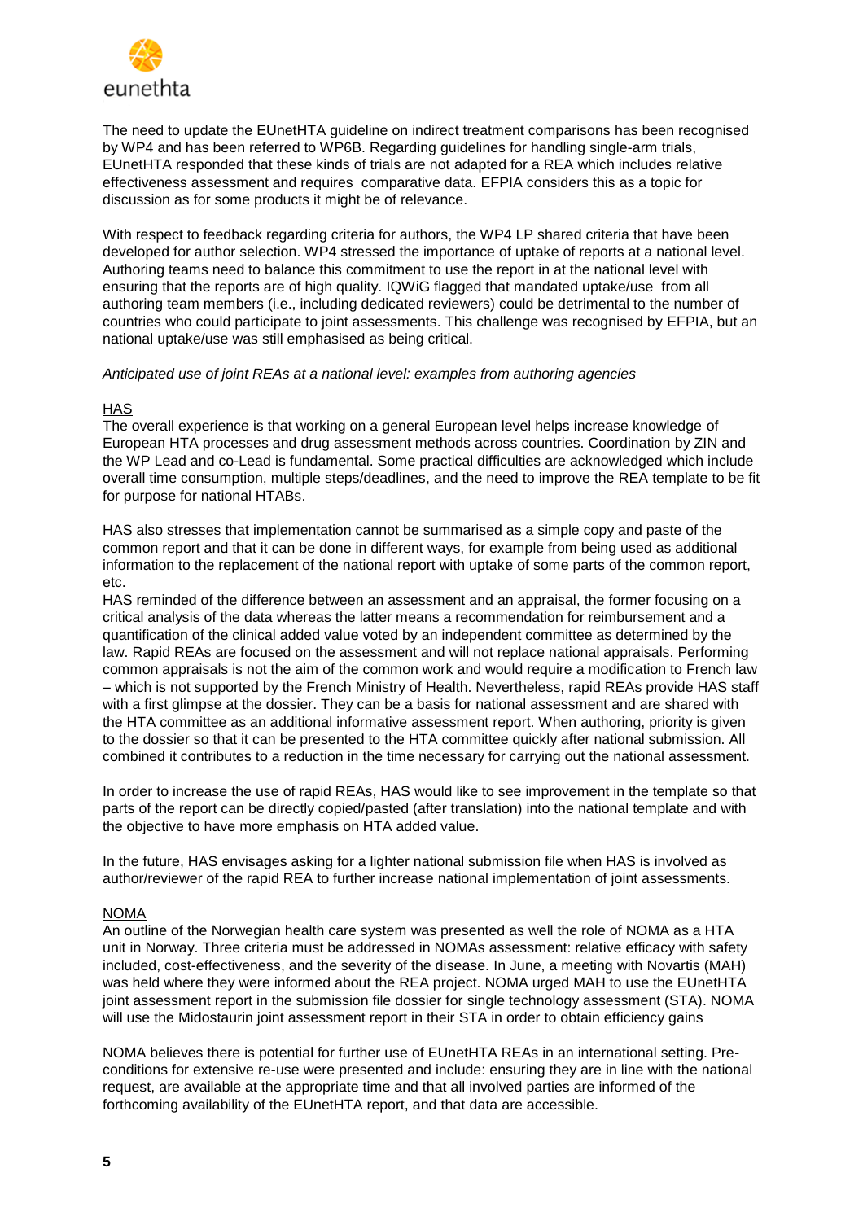The need to update the EUnetHTA guideline on indirect treatment comparisons has been recognised by WP4 and has been referred to WP6B. Regarding guidelines for handling single-arm trials, EUnetHTA responded that these kinds of trials are not adapted for a REA which includes relative effectiveness assessment and requires comparative data. EFPIA considers this as a topic for discussion as for some products it might be of relevance.

With respect to feedback regarding criteria for authors, the WP4 LP shared criteria that have been developed for author selection. WP4 stressed the importance of uptake of reports at a national level. Authoring teams need to balance this commitment to use the report in at the national level with ensuring that the reports are of high quality. IQWiG flagged that mandated uptake/use from all authoring team members (i.e., including dedicated reviewers) could be detrimental to the number of countries who could participate to joint assessments. This challenge was recognised by EFPIA, but an national uptake/use was still emphasised as being critical.

*Anticipated use of joint REAs at a national level: examples from authoring agencies*

<u>HAS</u>

The overall experience is that working on a general European level helps increase knowledge of European HTA processes and drug assessment methods across countries. Coordination by ZIN and the WP Lead and co-Lead is fundamental. Some practical difficulties are acknowledged which include overall time consumption, multiple steps/deadlines, and the need to improve the REA template to be fit for purpose for national HTABs.

HAS also stresses that implementation cannot be summarised as a simple copy and paste of the common report and that it can be done in different ways, for example from being used as additional information to the replacement of the national report with uptake of some parts of the common report, etc.

HAS reminded of the difference between an assessment and an appraisal, the former focusing on a critical analysis of the data whereas the latter means a recommendation for reimbursement and a quantification of the clinical added value voted by an independent committee as determined by the law. Rapid REAs are focused on the assessment and will not replace national appraisals. Performing common appraisals is not the aim of the common work and would require a modification to French law – which is not supported by the French Ministry of Health. Nevertheless, rapid REAs provide HAS staff with a first glimpse at the dossier. They can be a basis for national assessment and are shared with the HTA committee as an additional informative assessment report. When authoring, priority is given to the dossier so that it can be presented to the HTA committee quickly after national submission. All combined it contributes to a reduction in the time necessary for carrying out the national assessment.

In order to increase the use of rapid REAs, HAS would like to see improvement in the template so that parts of the report can be directly copied/pasted (after translation) into the national template and with the objective to have more emphasis on HTA added value.

In the future, HAS envisages asking for a lighter national submission file when HAS is involved as author/reviewer of the rapid REA to further increase national implementation of joint assessments.

<u>NOMA</u>

An outline of the Norwegian health care system was presented as well the role of NOMA as a HTA unit in Norway. Three criteria must be addressed in NOMAs assessment: relative efficacy with safety included, cost-effectiveness, and the severity of the disease. In June, a meeting with Novartis (MAH) was held where they were informed about the REA project. NOMA urged MAH to use the EUnetHTA joint assessment report in the submission file dossier for single technology assessment (STA). NOMA will use the Midostaurin joint assessment report in their STA in order to obtain efficiency gains

NOMA believes there is potential for further use of EUnetHTA REAs in an international setting. Pre-conditions for extensive re-use were presented and include: ensuring they are in line with the national request, are available at the appropriate time and that all involved parties are informed of the forthcoming availability of the EUnetHTA report, and that data are accessible.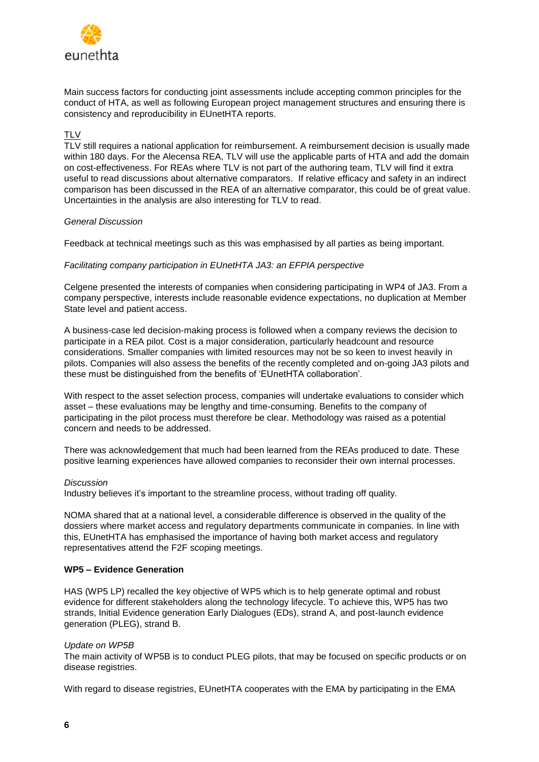Main success factors for conducting joint assessments include accepting common principles for the conduct of HTA, as well as following European project management structures and ensuring there is consistency and reproducibility in EUnetHTA reports.

TLV

TLV still requires a national application for reimbursement. A reimbursement decision is usually made within 180 days. For the Alecensa REA, TLV will use the applicable parts of HTA and add the domain on cost-effectiveness. For REAs where TLV is not part of the authoring team, TLV will find it extra useful to read discussions about alternative comparators. If relative efficacy and safety in an indirect comparison has been discussed in the REA of an alternative comparator, this could be of great value. Uncertainties in the analysis are also interesting for TLV to read.

*General Discussion*

Feedback at technical meetings such as this was emphasised by all parties as being important.

*Facilitating company participation in EUnetHTA JA3: an EFPIA perspective*

Celgene presented the interests of companies when considering participating in WP4 of JA3. From a company perspective, interests include reasonable evidence expectations, no duplication at Member State level and patient access.

A business-case led decision-making process is followed when a company reviews the decision to participate in a REA pilot. Cost is a major consideration, particularly headcount and resource considerations. Smaller companies with limited resources may not be so keen to invest heavily in pilots. Companies will also assess the benefits of the recently completed and on-going JA3 pilots and these must be distinguished from the benefits of 'EUnetHTA collaboration'.

With respect to the asset selection process, companies will undertake evaluations to consider which asset – these evaluations may be lengthy and time-consuming. Benefits to the company of participating in the pilot process must therefore be clear. Methodology was raised as a potential concern and needs to be addressed.

There was acknowledgement that much had been learned from the REAs produced to date. These positive learning experiences have allowed companies to reconsider their own internal processes.

*Discussion*

Industry believes it's important to the streamline process, without trading off quality.

NOMA shared that at a national level, a considerable difference is observed in the quality of the dossiers where market access and regulatory departments communicate in companies. In line with this, EUnetHTA has emphasised the importance of having both market access and regulatory representatives attend the F2F scoping meetings.

**WP5 – Evidence Generation**

HAS (WP5 LP) recalled the key objective of WP5 which is to help generate optimal and robust evidence for different stakeholders along the technology lifecycle. To achieve this, WP5 has two strands, Initial Evidence generation Early Dialogues (EDs), strand A, and post-launch evidence generation (PLEG), strand B.

*Update on WP5B*

The main activity of WP5B is to conduct PLEG pilots, that may be focused on specific products or on disease registries.

With regard to disease registries, EUnetHTA cooperates with the EMA by participating in the EMA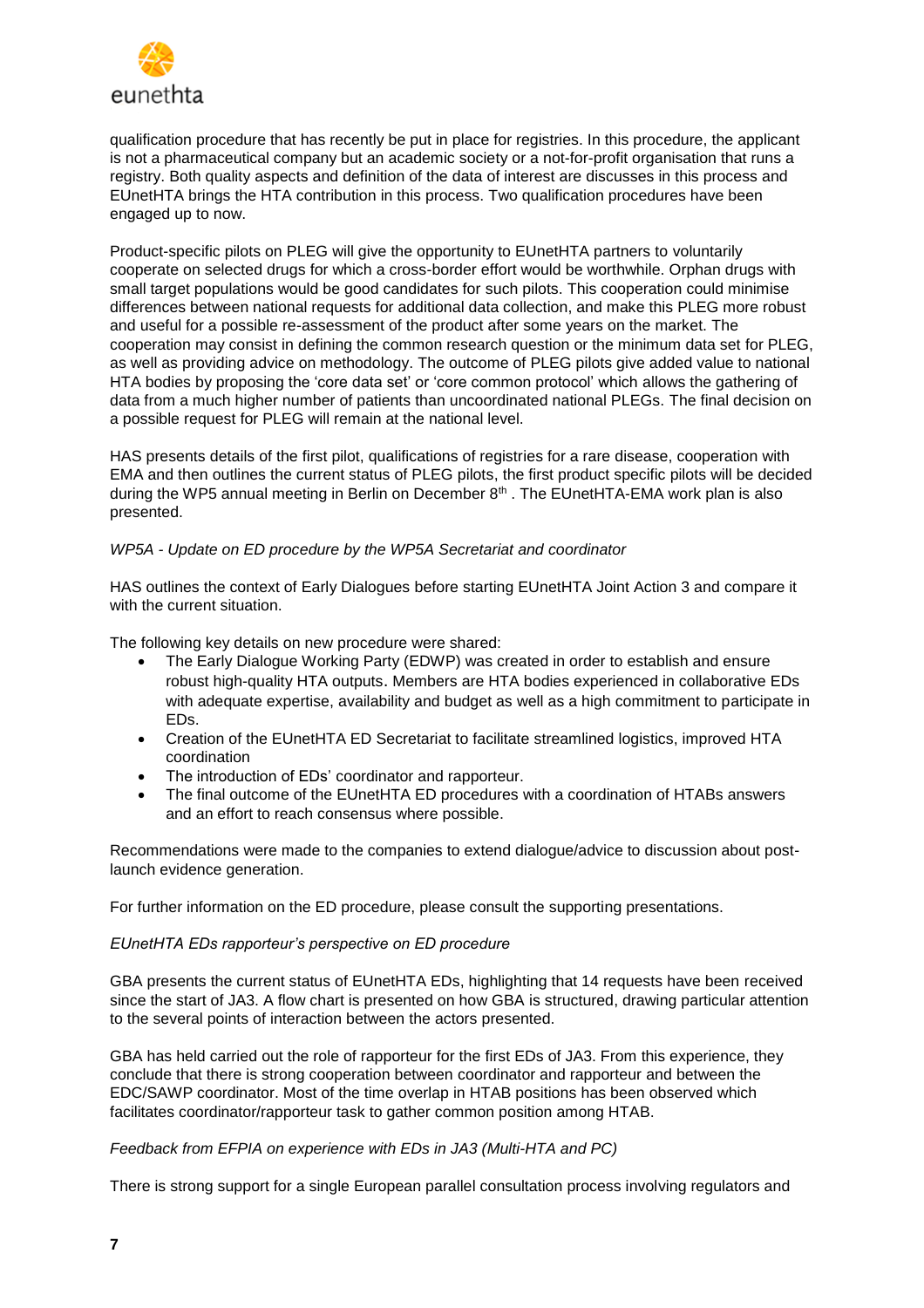qualification procedure that has recently be put in place for registries. In this procedure, the applicant is not a pharmaceutical company but an academic society or a not-for-profit organisation that runs a registry. Both quality aspects and definition of the data of interest are discusses in this process and EUnetHTA brings the HTA contribution in this process. Two qualification procedures have been engaged up to now.

Product-specific pilots on PLEG will give the opportunity to EUnetHTA partners to voluntarily cooperate on selected drugs for which a cross-border effort would be worthwhile. Orphan drugs with small target populations would be good candidates for such pilots. This cooperation could minimise differences between national requests for additional data collection, and make this PLEG more robust and useful for a possible re-assessment of the product after some years on the market. The cooperation may consist in defining the common research question or the minimum data set for PLEG, as well as providing advice on methodology. The outcome of PLEG pilots give added value to national HTA bodies by proposing the 'core data set' or 'core common protocol' which allows the gathering of data from a much higher number of patients than uncoordinated national PLEGs. The final decision on a possible request for PLEG will remain at the national level.

HAS presents details of the first pilot, qualifications of registries for a rare disease, cooperation with EMA and then outlines the current status of PLEG pilots, the first product specific pilots will be decided during the WP5 annual meeting in Berlin on December 8th . The EUnetHTA-EMA work plan is also presented.

*WP5A - Update on ED procedure by the WP5A Secretariat and coordinator*

HAS outlines the context of Early Dialogues before starting EUnetHTA Joint Action 3 and compare it with the current situation.

The following key details on new procedure were shared:

- The Early Dialogue Working Party (EDWP) was created in order to establish and ensure robust high-quality HTA outputs. Members are HTA bodies experienced in collaborative EDs with adequate expertise, availability and budget as well as a high commitment to participate in EDs.
- Creation of the EUnetHTA ED Secretariat to facilitate streamlined logistics, improved HTA coordination
- The introduction of EDs' coordinator and rapporteur.
- The final outcome of the EUnetHTA ED procedures with a coordination of HTABs answers and an effort to reach consensus where possible.

Recommendations were made to the companies to extend dialogue/advice to discussion about post-launch evidence generation.

For further information on the ED procedure, please consult the supporting presentations.

*EUnetHTA EDs rapporteur's perspective on ED procedure*

GBA presents the current status of EUnetHTA EDs, highlighting that 14 requests have been received since the start of JA3. A flow chart is presented on how GBA is structured, drawing particular attention to the several points of interaction between the actors presented.

GBA has held carried out the role of rapporteur for the first EDs of JA3. From this experience, they conclude that there is strong cooperation between coordinator and rapporteur and between the EDC/SAWP coordinator. Most of the time overlap in HTAB positions has been observed which facilitates coordinator/rapporteur task to gather common position among HTAB.

*Feedback from EFPIA on experience with EDs in JA3 (Multi-HTA and PC)*

There is strong support for a single European parallel consultation process involving regulators and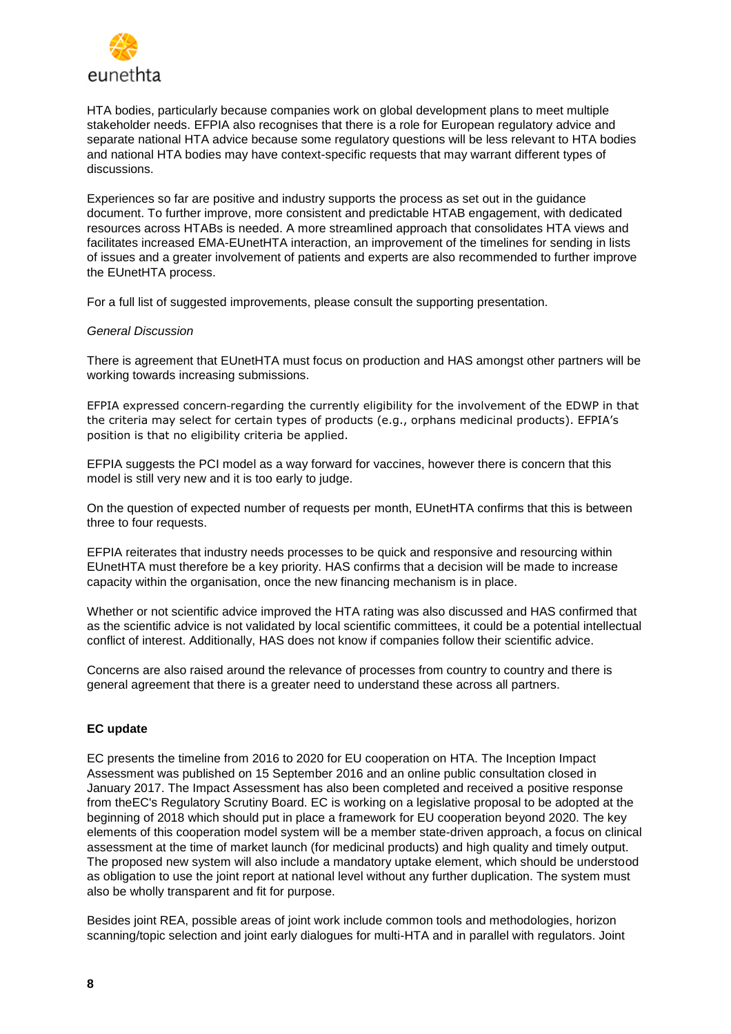HTA bodies, particularly because companies work on global development plans to meet multiple stakeholder needs. EFPIA also recognises that there is a role for European regulatory advice and separate national HTA advice because some regulatory questions will be less relevant to HTA bodies and national HTA bodies may have context-specific requests that may warrant different types of discussions.

Experiences so far are positive and industry supports the process as set out in the guidance document. To further improve, more consistent and predictable HTAB engagement, with dedicated resources across HTABs is needed. A more streamlined approach that consolidates HTA views and facilitates increased EMA-EUnetHTA interaction, an improvement of the timelines for sending in lists of issues and a greater involvement of patients and experts are also recommended to further improve the EUnetHTA process.

For a full list of suggested improvements, please consult the supporting presentation.

*General Discussion*

There is agreement that EUnetHTA must focus on production and HAS amongst other partners will be working towards increasing submissions.

EFPIA expressed concern-regarding the currently eligibility for the involvement of the EDWP in that the criteria may select for certain types of products (e.g., orphans medicinal products). EFPIA's position is that no eligibility criteria be applied.

EFPIA suggests the PCI model as a way forward for vaccines, however there is concern that this model is still very new and it is too early to judge.

On the question of expected number of requests per month, EUnetHTA confirms that this is between three to four requests.

EFPIA reiterates that industry needs processes to be quick and responsive and resourcing within EUnetHTA must therefore be a key priority. HAS confirms that a decision will be made to increase capacity within the organisation, once the new financing mechanism is in place.

Whether or not scientific advice improved the HTA rating was also discussed and HAS confirmed that as the scientific advice is not validated by local scientific committees, it could be a potential intellectual conflict of interest. Additionally, HAS does not know if companies follow their scientific advice.

Concerns are also raised around the relevance of processes from country to country and there is general agreement that there is a greater need to understand these across all partners.

**EC update**

EC presents the timeline from 2016 to 2020 for EU cooperation on HTA. The Inception Impact Assessment was published on 15 September 2016 and an online public consultation closed in January 2017. The Impact Assessment has also been completed and received a positive response from theEC's Regulatory Scrutiny Board. EC is working on a legislative proposal to be adopted at the beginning of 2018 which should put in place a framework for EU cooperation beyond 2020. The key elements of this cooperation model system will be a member state-driven approach, a focus on clinical assessment at the time of market launch (for medicinal products) and high quality and timely output. The proposed new system will also include a mandatory uptake element, which should be understood as obligation to use the joint report at national level without any further duplication. The system must also be wholly transparent and fit for purpose.

Besides joint REA, possible areas of joint work include common tools and methodologies, horizon scanning/topic selection and joint early dialogues for multi-HTA and in parallel with regulators. Joint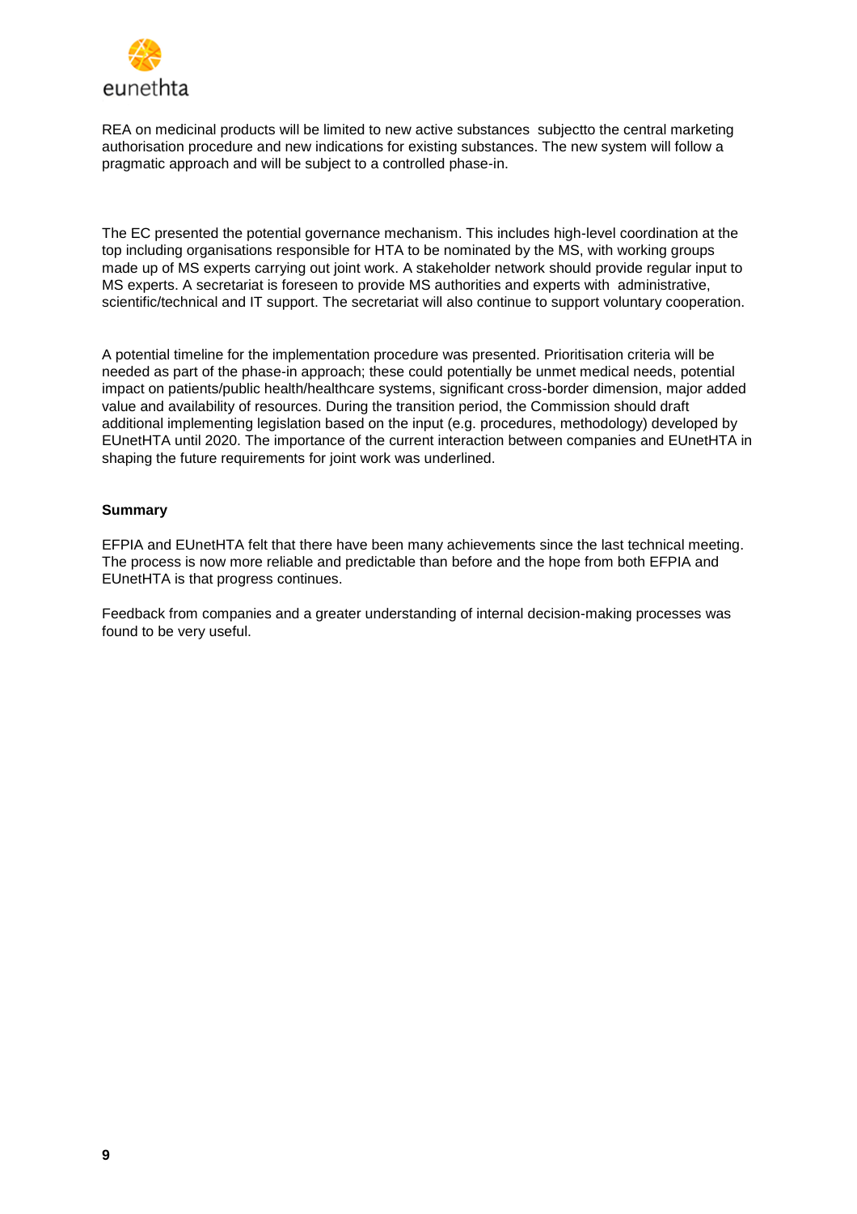REA on medicinal products will be limited to new active substances subjectto the central marketing authorisation procedure and new indications for existing substances. The new system will follow a pragmatic approach and will be subject to a controlled phase-in.

The EC presented the potential governance mechanism. This includes high-level coordination at the top including organisations responsible for HTA to be nominated by the MS, with working groups made up of MS experts carrying out joint work. A stakeholder network should provide regular input to MS experts. A secretariat is foreseen to provide MS authorities and experts with administrative, scientific/technical and IT support. The secretariat will also continue to support voluntary cooperation.

A potential timeline for the implementation procedure was presented. Prioritisation criteria will be needed as part of the phase-in approach; these could potentially be unmet medical needs, potential impact on patients/public health/healthcare systems, significant cross-border dimension, major added value and availability of resources. During the transition period, the Commission should draft additional implementing legislation based on the input (e.g. procedures, methodology) developed by EUnetHTA until 2020. The importance of the current interaction between companies and EUnetHTA in shaping the future requirements for joint work was underlined.

**Summary**

EFPIA and EUnetHTA felt that there have been many achievements since the last technical meeting. The process is now more reliable and predictable than before and the hope from both EFPIA and EUnetHTA is that progress continues.

Feedback from companies and a greater understanding of internal decision-making processes was found to be very useful.